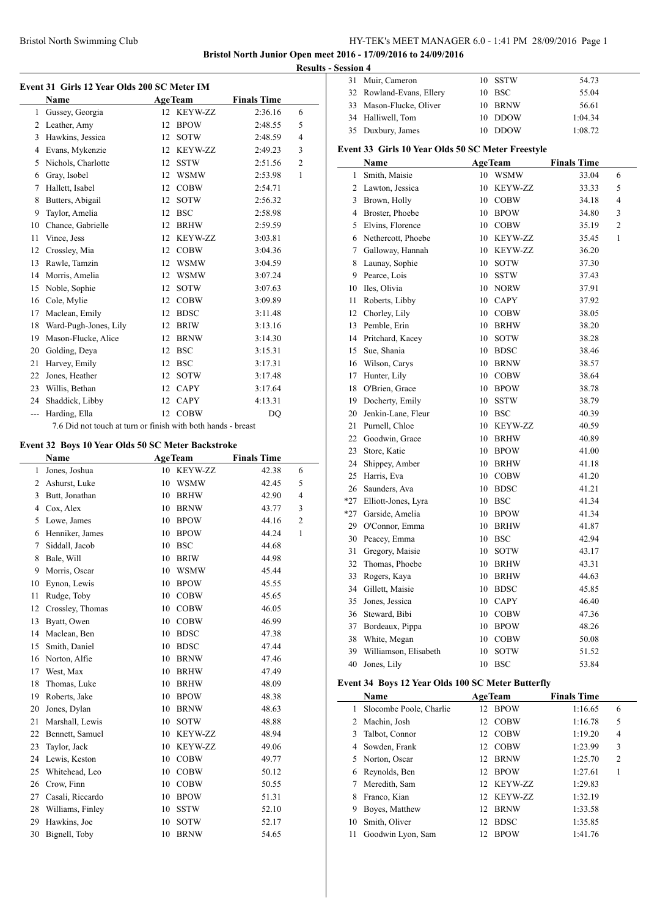Bristol North Swimming Club

**Bristol North Junior Open meet 2016 - 17/09/2016 to 24/09/2016**

**Results - Session 4**

### Event 31 Girls 12 Year Olds 200 SC Meter IM

| | Name | Age | Team | Finals Time | |
|---|---|---|---|---|---|
| 1 | Gussey, Georgia | 12 | KEYW-ZZ | 2:36.16 | 6 |
| 2 | Leather, Amy | 12 | BPOW | 2:48.55 | 5 |
| 3 | Hawkins, Jessica | 12 | SOTW | 2:48.59 | 4 |
| 4 | Evans, Mykenzie | 12 | KEYW-ZZ | 2:49.23 | 3 |
| 5 | Nichols, Charlotte | 12 | SSTW | 2:51.56 | 2 |
| 6 | Gray, Isobel | 12 | WSMW | 2:53.98 | 1 |
| 7 | Hallett, Isabel | 12 | COBW | 2:54.71 | |
| 8 | Butters, Abigail | 12 | SOTW | 2:56.32 | |
| 9 | Taylor, Amelia | 12 | BSC | 2:58.98 | |
| 10 | Chance, Gabrielle | 12 | BRHW | 2:59.59 | |
| 11 | Vince, Jess | 12 | KEYW-ZZ | 3:03.81 | |
| 12 | Crossley, Mia | 12 | COBW | 3:04.36 | |
| 13 | Rawle, Tamzin | 12 | WSMW | 3:04.59 | |
| 14 | Morris, Amelia | 12 | WSMW | 3:07.24 | |
| 15 | Noble, Sophie | 12 | SOTW | 3:07.63 | |
| 16 | Cole, Mylie | 12 | COBW | 3:09.89 | |
| 17 | Maclean, Emily | 12 | BDSC | 3:11.48 | |
| 18 | Ward-Pugh-Jones, Lily | 12 | BRIW | 3:13.16 | |
| 19 | Mason-Flucke, Alice | 12 | BRNW | 3:14.30 | |
| 20 | Golding, Deya | 12 | BSC | 3:15.31 | |
| 21 | Harvey, Emily | 12 | BSC | 3:17.31 | |
| 22 | Jones, Heather | 12 | SOTW | 3:17.48 | |
| 23 | Willis, Bethan | 12 | CAPY | 3:17.64 | |
| 24 | Shaddick, Libby | 12 | CAPY | 4:13.31 | |
| --- | Harding, Ella | 12 | COBW | DQ | |

7.6 Did not touch at turn or finish with both hands - breast

### Event 32 Boys 10 Year Olds 50 SC Meter Backstroke

| | Name | Age | Team | Finals Time | |
|---|---|---|---|---|---|
| 1 | Jones, Joshua | 10 | KEYW-ZZ | 42.38 | 6 |
| 2 | Ashurst, Luke | 10 | WSMW | 42.45 | 5 |
| 3 | Butt, Jonathan | 10 | BRHW | 42.90 | 4 |
| 4 | Cox, Alex | 10 | BRNW | 43.77 | 3 |
| 5 | Lowe, James | 10 | BPOW | 44.16 | 2 |
| 6 | Henniker, James | 10 | BPOW | 44.24 | 1 |
| 7 | Siddall, Jacob | 10 | BSC | 44.68 | |
| 8 | Bale, Will | 10 | BRIW | 44.98 | |
| 9 | Morris, Oscar | 10 | WSMW | 45.44 | |
| 10 | Eynon, Lewis | 10 | BPOW | 45.55 | |
| 11 | Rudge, Toby | 10 | COBW | 45.65 | |
| 12 | Crossley, Thomas | 10 | COBW | 46.05 | |
| 13 | Byatt, Owen | 10 | COBW | 46.99 | |
| 14 | Maclean, Ben | 10 | BDSC | 47.38 | |
| 15 | Smith, Daniel | 10 | BDSC | 47.44 | |
| 16 | Norton, Alfie | 10 | BRNW | 47.46 | |
| 17 | West, Max | 10 | BRHW | 47.49 | |
| 18 | Thomas, Luke | 10 | BRHW | 48.09 | |
| 19 | Roberts, Jake | 10 | BPOW | 48.38 | |
| 20 | Jones, Dylan | 10 | BRNW | 48.63 | |
| 21 | Marshall, Lewis | 10 | SOTW | 48.88 | |
| 22 | Bennett, Samuel | 10 | KEYW-ZZ | 48.94 | |
| 23 | Taylor, Jack | 10 | KEYW-ZZ | 49.06 | |
| 24 | Lewis, Keston | 10 | COBW | 49.77 | |
| 25 | Whitehead, Leo | 10 | COBW | 50.12 | |
| 26 | Crow, Finn | 10 | COBW | 50.55 | |
| 27 | Casali, Riccardo | 10 | BPOW | 51.31 | |
| 28 | Williams, Finley | 10 | SSTW | 52.10 | |
| 29 | Hawkins, Joe | 10 | SOTW | 52.17 | |
| 30 | Bignell, Toby | 10 | BRNW | 54.65 | |
| 31 | Muir, Cameron | 10 | SSTW | 54.73 | |
| 32 | Rowland-Evans, Ellery | 10 | BSC | 55.04 | |
| 33 | Mason-Flucke, Oliver | 10 | BRNW | 56.61 | |
| 34 | Halliwell, Tom | 10 | DDOW | 1:04.34 | |
| 35 | Duxbury, James | 10 | DDOW | 1:08.72 | |

### Event 33 Girls 10 Year Olds 50 SC Meter Freestyle

| | Name | Age | Team | Finals Time | |
|---|---|---|---|---|---|
| 1 | Smith, Maisie | 10 | WSMW | 33.04 | 6 |
| 2 | Lawton, Jessica | 10 | KEYW-ZZ | 33.33 | 5 |
| 3 | Brown, Holly | 10 | COBW | 34.18 | 4 |
| 4 | Broster, Phoebe | 10 | BPOW | 34.80 | 3 |
| 5 | Elvins, Florence | 10 | COBW | 35.19 | 2 |
| 6 | Nethercott, Phoebe | 10 | KEYW-ZZ | 35.45 | 1 |
| 7 | Galloway, Hannah | 10 | KEYW-ZZ | 36.20 | |
| 8 | Launay, Sophie | 10 | SOTW | 37.30 | |
| 9 | Pearce, Lois | 10 | SSTW | 37.43 | |
| 10 | Iles, Olivia | 10 | NORW | 37.91 | |
| 11 | Roberts, Libby | 10 | CAPY | 37.92 | |
| 12 | Chorley, Lily | 10 | COBW | 38.05 | |
| 13 | Pemble, Erin | 10 | BRHW | 38.20 | |
| 14 | Pritchard, Kacey | 10 | SOTW | 38.28 | |
| 15 | Sue, Shania | 10 | BDSC | 38.46 | |
| 16 | Wilson, Carys | 10 | BRNW | 38.57 | |
| 17 | Hunter, Lily | 10 | COBW | 38.64 | |
| 18 | O'Brien, Grace | 10 | BPOW | 38.78 | |
| 19 | Docherty, Emily | 10 | SSTW | 38.79 | |
| 20 | Jenkin-Lane, Fleur | 10 | BSC | 40.39 | |
| 21 | Purnell, Chloe | 10 | KEYW-ZZ | 40.59 | |
| 22 | Goodwin, Grace | 10 | BRHW | 40.89 | |
| 23 | Store, Katie | 10 | BPOW | 41.00 | |
| 24 | Shippey, Amber | 10 | BRHW | 41.18 | |
| 25 | Harris, Eva | 10 | COBW | 41.20 | |
| 26 | Saunders, Ava | 10 | BDSC | 41.21 | |
| *27 | Elliott-Jones, Lyra | 10 | BSC | 41.34 | |
| *27 | Garside, Amelia | 10 | BPOW | 41.34 | |
| 29 | O'Connor, Emma | 10 | BRHW | 41.87 | |
| 30 | Peacey, Emma | 10 | BSC | 42.94 | |
| 31 | Gregory, Maisie | 10 | SOTW | 43.17 | |
| 32 | Thomas, Phoebe | 10 | BRHW | 43.31 | |
| 33 | Rogers, Kaya | 10 | BRHW | 44.63 | |
| 34 | Gillett, Maisie | 10 | BDSC | 45.85 | |
| 35 | Jones, Jessica | 10 | CAPY | 46.40 | |
| 36 | Steward, Bibi | 10 | COBW | 47.36 | |
| 37 | Bordeaux, Pippa | 10 | BPOW | 48.26 | |
| 38 | White, Megan | 10 | COBW | 50.08 | |
| 39 | Williamson, Elisabeth | 10 | SOTW | 51.52 | |
| 40 | Jones, Lily | 10 | BSC | 53.84 | |

### Event 34 Boys 12 Year Olds 100 SC Meter Butterfly

| | Name | Age | Team | Finals Time | |
|---|---|---|---|---|---|
| 1 | Slocombe Poole, Charlie | 12 | BPOW | 1:16.65 | 6 |
| 2 | Machin, Josh | 12 | COBW | 1:16.78 | 5 |
| 3 | Talbot, Connor | 12 | COBW | 1:19.20 | 4 |
| 4 | Sowden, Frank | 12 | COBW | 1:23.99 | 3 |
| 5 | Norton, Oscar | 12 | BRNW | 1:25.70 | 2 |
| 6 | Reynolds, Ben | 12 | BPOW | 1:27.61 | 1 |
| 7 | Meredith, Sam | 12 | KEYW-ZZ | 1:29.83 | |
| 8 | Franco, Kian | 12 | KEYW-ZZ | 1:32.19 | |
| 9 | Boyes, Matthew | 12 | BRNW | 1:33.58 | |
| 10 | Smith, Oliver | 12 | BDSC | 1:35.85 | |
| 11 | Goodwin Lyon, Sam | 12 | BPOW | 1:41.76 | |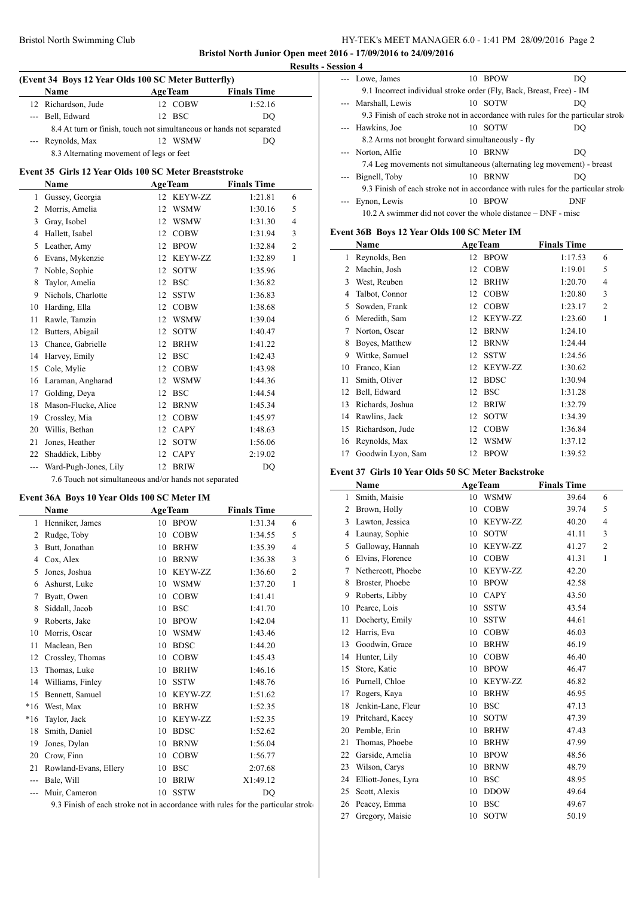**Bristol North Junior Open meet 2016 - 17/09/2016 to 24/09/2016**

**Results - Session 4**

### (Event 34 Boys 12 Year Olds 100 SC Meter Butterfly)

| | Name | Age | Team | Finals Time | |
|---|---|---|---|---|---|
| 12 | Richardson, Jude | 12 | COBW | 1:52.16 | |
| --- | Bell, Edward | 12 | BSC | DQ | |
| | 8.4 At turn or finish, touch not simultaneous or hands not separated | | | | |
| --- | Reynolds, Max | 12 | WSMW | DQ | |
| | 8.3 Alternating movement of legs or feet | | | | |

### Event 35 Girls 12 Year Olds 100 SC Meter Breaststroke

| | Name | Age | Team | Finals Time | |
|---|---|---|---|---|---|
| 1 | Gussey, Georgia | 12 | KEYW-ZZ | 1:21.81 | 6 |
| 2 | Morris, Amelia | 12 | WSMW | 1:30.16 | 5 |
| 3 | Gray, Isobel | 12 | WSMW | 1:31.30 | 4 |
| 4 | Hallett, Isabel | 12 | COBW | 1:31.94 | 3 |
| 5 | Leather, Amy | 12 | BPOW | 1:32.84 | 2 |
| 6 | Evans, Mykenzie | 12 | KEYW-ZZ | 1:32.89 | 1 |
| 7 | Noble, Sophie | 12 | SOTW | 1:35.96 | |
| 8 | Taylor, Amelia | 12 | BSC | 1:36.82 | |
| 9 | Nichols, Charlotte | 12 | SSTW | 1:36.83 | |
| 10 | Harding, Ella | 12 | COBW | 1:38.68 | |
| 11 | Rawle, Tamzin | 12 | WSMW | 1:39.04 | |
| 12 | Butters, Abigail | 12 | SOTW | 1:40.47 | |
| 13 | Chance, Gabrielle | 12 | BRHW | 1:41.22 | |
| 14 | Harvey, Emily | 12 | BSC | 1:42.43 | |
| 15 | Cole, Mylie | 12 | COBW | 1:43.98 | |
| 16 | Laraman, Angharad | 12 | WSMW | 1:44.36 | |
| 17 | Golding, Deya | 12 | BSC | 1:44.54 | |
| 18 | Mason-Flucke, Alice | 12 | BRNW | 1:45.34 | |
| 19 | Crossley, Mia | 12 | COBW | 1:45.97 | |
| 20 | Willis, Bethan | 12 | CAPY | 1:48.63 | |
| 21 | Jones, Heather | 12 | SOTW | 1:56.06 | |
| 22 | Shaddick, Libby | 12 | CAPY | 2:19.02 | |
| --- | Ward-Pugh-Jones, Lily | 12 | BRIW | DQ | |
| | 7.6 Touch not simultaneous and/or hands not separated | | | | |

### Event 36A Boys 10 Year Olds 100 SC Meter IM

| | Name | Age | Team | Finals Time | |
|---|---|---|---|---|---|
| 1 | Henniker, James | 10 | BPOW | 1:31.34 | 6 |
| 2 | Rudge, Toby | 10 | COBW | 1:34.55 | 5 |
| 3 | Butt, Jonathan | 10 | BRHW | 1:35.39 | 4 |
| 4 | Cox, Alex | 10 | BRNW | 1:36.38 | 3 |
| 5 | Jones, Joshua | 10 | KEYW-ZZ | 1:36.60 | 2 |
| 6 | Ashurst, Luke | 10 | WSMW | 1:37.20 | 1 |
| 7 | Byatt, Owen | 10 | COBW | 1:41.41 | |
| 8 | Siddall, Jacob | 10 | BSC | 1:41.70 | |
| 9 | Roberts, Jake | 10 | BPOW | 1:42.04 | |
| 10 | Morris, Oscar | 10 | WSMW | 1:43.46 | |
| 11 | Maclean, Ben | 10 | BDSC | 1:44.20 | |
| 12 | Crossley, Thomas | 10 | COBW | 1:45.43 | |
| 13 | Thomas, Luke | 10 | BRHW | 1:46.16 | |
| 14 | Williams, Finley | 10 | SSTW | 1:48.76 | |
| 15 | Bennett, Samuel | 10 | KEYW-ZZ | 1:51.62 | |
| *16 | West, Max | 10 | BRHW | 1:52.35 | |
| *16 | Taylor, Jack | 10 | KEYW-ZZ | 1:52.35 | |
| 18 | Smith, Daniel | 10 | BDSC | 1:52.62 | |
| 19 | Jones, Dylan | 10 | BRNW | 1:56.04 | |
| 20 | Crow, Finn | 10 | COBW | 1:56.77 | |
| 21 | Rowland-Evans, Ellery | 10 | BSC | 2:07.68 | |
| --- | Bale, Will | 10 | BRIW | X1:49.12 | |
| --- | Muir, Cameron | 10 | SSTW | DQ | |
| | 9.3 Finish of each stroke not in accordance with rules for the particular stroke | | | | |
| --- | Lowe, James | 10 | BPOW | DQ | |
| | 9.1 Incorrect individual stroke order (Fly, Back, Breast, Free) - IM | | | | |
| --- | Marshall, Lewis | 10 | SOTW | DQ | |
| | 9.3 Finish of each stroke not in accordance with rules for the particular stroke | | | | |
| --- | Hawkins, Joe | 10 | SOTW | DQ | |
| | 8.2 Arms not brought forward simultaneously - fly | | | | |
| --- | Norton, Alfie | 10 | BRNW | DQ | |
| | 7.4 Leg movements not simultaneous (alternating leg movement) - breast | | | | |
| --- | Bignell, Toby | 10 | BRNW | DQ | |
| | 9.3 Finish of each stroke not in accordance with rules for the particular stroke | | | | |
| --- | Eynon, Lewis | 10 | BPOW | DNF | |
| | 10.2 A swimmer did not cover the whole distance – DNF - misc | | | | |

### Event 36B Boys 12 Year Olds 100 SC Meter IM

| | Name | Age | Team | Finals Time | |
|---|---|---|---|---|---|
| 1 | Reynolds, Ben | 12 | BPOW | 1:17.53 | 6 |
| 2 | Machin, Josh | 12 | COBW | 1:19.01 | 5 |
| 3 | West, Reuben | 12 | BRHW | 1:20.70 | 4 |
| 4 | Talbot, Connor | 12 | COBW | 1:20.80 | 3 |
| 5 | Sowden, Frank | 12 | COBW | 1:23.17 | 2 |
| 6 | Meredith, Sam | 12 | KEYW-ZZ | 1:23.60 | 1 |
| 7 | Norton, Oscar | 12 | BRNW | 1:24.10 | |
| 8 | Boyes, Matthew | 12 | BRNW | 1:24.44 | |
| 9 | Wittke, Samuel | 12 | SSTW | 1:24.56 | |
| 10 | Franco, Kian | 12 | KEYW-ZZ | 1:30.62 | |
| 11 | Smith, Oliver | 12 | BDSC | 1:30.94 | |
| 12 | Bell, Edward | 12 | BSC | 1:31.28 | |
| 13 | Richards, Joshua | 12 | BRIW | 1:32.79 | |
| 14 | Rawlins, Jack | 12 | SOTW | 1:34.39 | |
| 15 | Richardson, Jude | 12 | COBW | 1:36.84 | |
| 16 | Reynolds, Max | 12 | WSMW | 1:37.12 | |
| 17 | Goodwin Lyon, Sam | 12 | BPOW | 1:39.52 | |

### Event 37 Girls 10 Year Olds 50 SC Meter Backstroke

| | Name | Age | Team | Finals Time | |
|---|---|---|---|---|---|
| 1 | Smith, Maisie | 10 | WSMW | 39.64 | 6 |
| 2 | Brown, Holly | 10 | COBW | 39.74 | 5 |
| 3 | Lawton, Jessica | 10 | KEYW-ZZ | 40.20 | 4 |
| 4 | Launay, Sophie | 10 | SOTW | 41.11 | 3 |
| 5 | Galloway, Hannah | 10 | KEYW-ZZ | 41.27 | 2 |
| 6 | Elvins, Florence | 10 | COBW | 41.31 | 1 |
| 7 | Nethercott, Phoebe | 10 | KEYW-ZZ | 42.20 | |
| 8 | Broster, Phoebe | 10 | BPOW | 42.58 | |
| 9 | Roberts, Libby | 10 | CAPY | 43.50 | |
| 10 | Pearce, Lois | 10 | SSTW | 43.54 | |
| 11 | Docherty, Emily | 10 | SSTW | 44.61 | |
| 12 | Harris, Eva | 10 | COBW | 46.03 | |
| 13 | Goodwin, Grace | 10 | BRHW | 46.19 | |
| 14 | Hunter, Lily | 10 | COBW | 46.40 | |
| 15 | Store, Katie | 10 | BPOW | 46.47 | |
| 16 | Purnell, Chloe | 10 | KEYW-ZZ | 46.82 | |
| 17 | Rogers, Kaya | 10 | BRHW | 46.95 | |
| 18 | Jenkin-Lane, Fleur | 10 | BSC | 47.13 | |
| 19 | Pritchard, Kacey | 10 | SOTW | 47.39 | |
| 20 | Pemble, Erin | 10 | BRHW | 47.43 | |
| 21 | Thomas, Phoebe | 10 | BRHW | 47.99 | |
| 22 | Garside, Amelia | 10 | BPOW | 48.56 | |
| 23 | Wilson, Carys | 10 | BRNW | 48.79 | |
| 24 | Elliott-Jones, Lyra | 10 | BSC | 48.95 | |
| 25 | Scott, Alexis | 10 | DDOW | 49.64 | |
| 26 | Peacey, Emma | 10 | BSC | 49.67 | |
| 27 | Gregory, Maisie | 10 | SOTW | 50.19 | |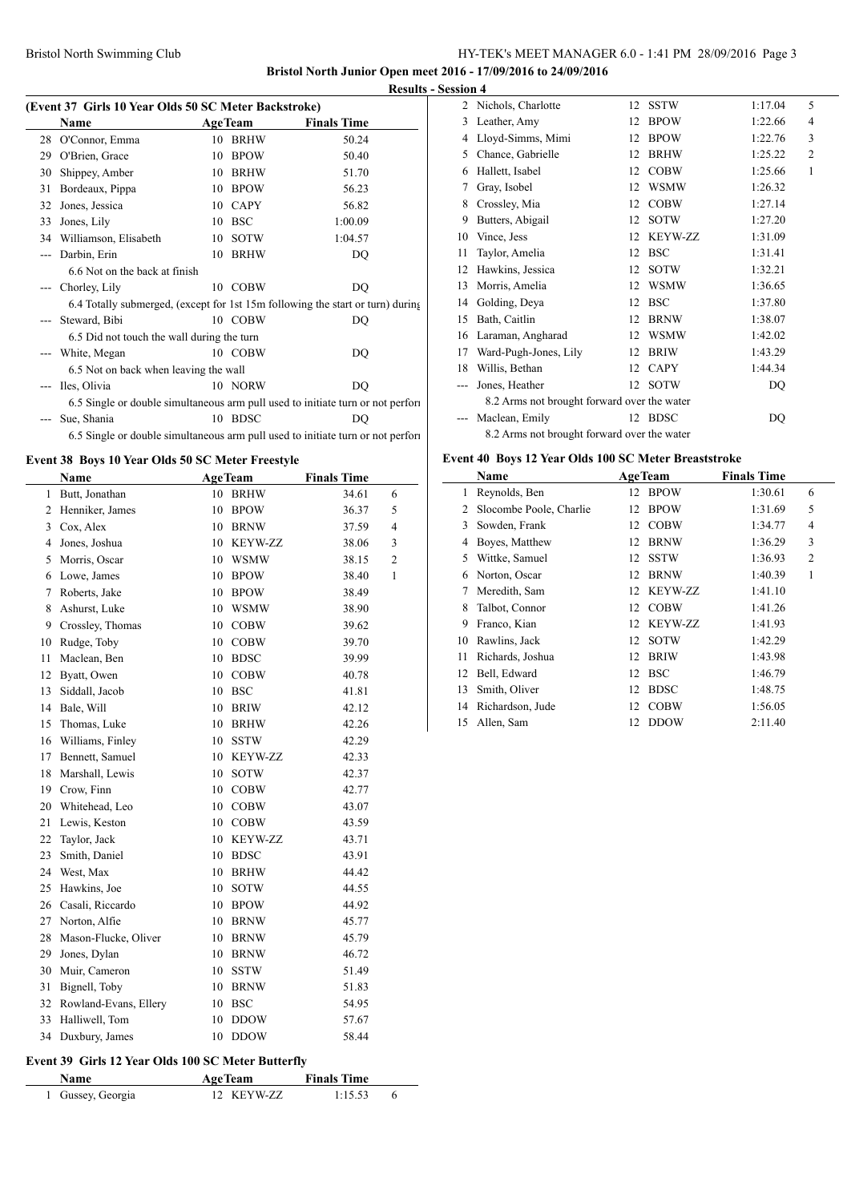## Bristol North Junior Open meet 2016 - 17/09/2016 to 24/09/2016

### Results - Session 4

#### (Event 37 Girls 10 Year Olds 50 SC Meter Backstroke)

| | Name | Age | Team | Finals Time |
|---|---|---|---|---|
| 28 | O'Connor, Emma | 10 | BRHW | 50.24 |
| 29 | O'Brien, Grace | 10 | BPOW | 50.40 |
| 30 | Shippey, Amber | 10 | BRHW | 51.70 |
| 31 | Bordeaux, Pippa | 10 | BPOW | 56.23 |
| 32 | Jones, Jessica | 10 | CAPY | 56.82 |
| 33 | Jones, Lily | 10 | BSC | 1:00.09 |
| 34 | Williamson, Elisabeth | 10 | SOTW | 1:04.57 |
| --- | Darbin, Erin | 10 | BRHW | DQ |
| | 6.6 Not on the back at finish | | | |
| --- | Chorley, Lily | 10 | COBW | DQ |
| | 6.4 Totally submerged, (except for 1st 15m following the start or turn) during | | | |
| --- | Steward, Bibi | 10 | COBW | DQ |
| | 6.5 Did not touch the wall during the turn | | | |
| --- | White, Megan | 10 | COBW | DQ |
| | 6.5 Not on back when leaving the wall | | | |
| --- | Iles, Olivia | 10 | NORW | DQ |
| | 6.5 Single or double simultaneous arm pull used to initiate turn or not perforı | | | |
| --- | Sue, Shania | 10 | BDSC | DQ |
| | 6.5 Single or double simultaneous arm pull used to initiate turn or not perforı | | | |

#### Event 38 Boys 10 Year Olds 50 SC Meter Freestyle

| | Name | Age | Team | Finals Time | |
|---|---|---|---|---|---|
| 1 | Butt, Jonathan | 10 | BRHW | 34.61 | 6 |
| 2 | Henniker, James | 10 | BPOW | 36.37 | 5 |
| 3 | Cox, Alex | 10 | BRNW | 37.59 | 4 |
| 4 | Jones, Joshua | 10 | KEYW-ZZ | 38.06 | 3 |
| 5 | Morris, Oscar | 10 | WSMW | 38.15 | 2 |
| 6 | Lowe, James | 10 | BPOW | 38.40 | 1 |
| 7 | Roberts, Jake | 10 | BPOW | 38.49 | |
| 8 | Ashurst, Luke | 10 | WSMW | 38.90 | |
| 9 | Crossley, Thomas | 10 | COBW | 39.62 | |
| 10 | Rudge, Toby | 10 | COBW | 39.70 | |
| 11 | Maclean, Ben | 10 | BDSC | 39.99 | |
| 12 | Byatt, Owen | 10 | COBW | 40.78 | |
| 13 | Siddall, Jacob | 10 | BSC | 41.81 | |
| 14 | Bale, Will | 10 | BRIW | 42.12 | |
| 15 | Thomas, Luke | 10 | BRHW | 42.26 | |
| 16 | Williams, Finley | 10 | SSTW | 42.29 | |
| 17 | Bennett, Samuel | 10 | KEYW-ZZ | 42.33 | |
| 18 | Marshall, Lewis | 10 | SOTW | 42.37 | |
| 19 | Crow, Finn | 10 | COBW | 42.77 | |
| 20 | Whitehead, Leo | 10 | COBW | 43.07 | |
| 21 | Lewis, Keston | 10 | COBW | 43.59 | |
| 22 | Taylor, Jack | 10 | KEYW-ZZ | 43.71 | |
| 23 | Smith, Daniel | 10 | BDSC | 43.91 | |
| 24 | West, Max | 10 | BRHW | 44.42 | |
| 25 | Hawkins, Joe | 10 | SOTW | 44.55 | |
| 26 | Casali, Riccardo | 10 | BPOW | 44.92 | |
| 27 | Norton, Alfie | 10 | BRNW | 45.77 | |
| 28 | Mason-Flucke, Oliver | 10 | BRNW | 45.79 | |
| 29 | Jones, Dylan | 10 | BRNW | 46.72 | |
| 30 | Muir, Cameron | 10 | SSTW | 51.49 | |
| 31 | Bignell, Toby | 10 | BRNW | 51.83 | |
| 32 | Rowland-Evans, Ellery | 10 | BSC | 54.95 | |
| 33 | Halliwell, Tom | 10 | DDOW | 57.67 | |
| 34 | Duxbury, James | 10 | DDOW | 58.44 | |

#### Event 39 Girls 12 Year Olds 100 SC Meter Butterfly

| | Name | Age | Team | Finals Time | |
|---|---|---|---|---|---|
| 1 | Gussey, Georgia | 12 | KEYW-ZZ | 1:15.53 | 6 |
| 2 | Nichols, Charlotte | 12 | SSTW | 1:17.04 | 5 |
| 3 | Leather, Amy | 12 | BPOW | 1:22.66 | 4 |
| 4 | Lloyd-Simms, Mimi | 12 | BPOW | 1:22.76 | 3 |
| 5 | Chance, Gabrielle | 12 | BRHW | 1:25.22 | 2 |
| 6 | Hallett, Isabel | 12 | COBW | 1:25.66 | 1 |
| 7 | Gray, Isobel | 12 | WSMW | 1:26.32 | |
| 8 | Crossley, Mia | 12 | COBW | 1:27.14 | |
| 9 | Butters, Abigail | 12 | SOTW | 1:27.20 | |
| 10 | Vince, Jess | 12 | KEYW-ZZ | 1:31.09 | |
| 11 | Taylor, Amelia | 12 | BSC | 1:31.41 | |
| 12 | Hawkins, Jessica | 12 | SOTW | 1:32.21 | |
| 13 | Morris, Amelia | 12 | WSMW | 1:36.65 | |
| 14 | Golding, Deya | 12 | BSC | 1:37.80 | |
| 15 | Bath, Caitlin | 12 | BRNW | 1:38.07 | |
| 16 | Laraman, Angharad | 12 | WSMW | 1:42.02 | |
| 17 | Ward-Pugh-Jones, Lily | 12 | BRIW | 1:43.29 | |
| 18 | Willis, Bethan | 12 | CAPY | 1:44.34 | |
| --- | Jones, Heather | 12 | SOTW | DQ | |
| | 8.2 Arms not brought forward over the water | | | | |
| --- | Maclean, Emily | 12 | BDSC | DQ | |
| | 8.2 Arms not brought forward over the water | | | | |

#### Event 40 Boys 12 Year Olds 100 SC Meter Breaststroke

| | Name | Age | Team | Finals Time | |
|---|---|---|---|---|---|
| 1 | Reynolds, Ben | 12 | BPOW | 1:30.61 | 6 |
| 2 | Slocombe Poole, Charlie | 12 | BPOW | 1:31.69 | 5 |
| 3 | Sowden, Frank | 12 | COBW | 1:34.77 | 4 |
| 4 | Boyes, Matthew | 12 | BRNW | 1:36.29 | 3 |
| 5 | Wittke, Samuel | 12 | SSTW | 1:36.93 | 2 |
| 6 | Norton, Oscar | 12 | BRNW | 1:40.39 | 1 |
| 7 | Meredith, Sam | 12 | KEYW-ZZ | 1:41.10 | |
| 8 | Talbot, Connor | 12 | COBW | 1:41.26 | |
| 9 | Franco, Kian | 12 | KEYW-ZZ | 1:41.93 | |
| 10 | Rawlins, Jack | 12 | SOTW | 1:42.29 | |
| 11 | Richards, Joshua | 12 | BRIW | 1:43.98 | |
| 12 | Bell, Edward | 12 | BSC | 1:46.79 | |
| 13 | Smith, Oliver | 12 | BDSC | 1:48.75 | |
| 14 | Richardson, Jude | 12 | COBW | 1:56.05 | |
| 15 | Allen, Sam | 12 | DDOW | 2:11.40 | |